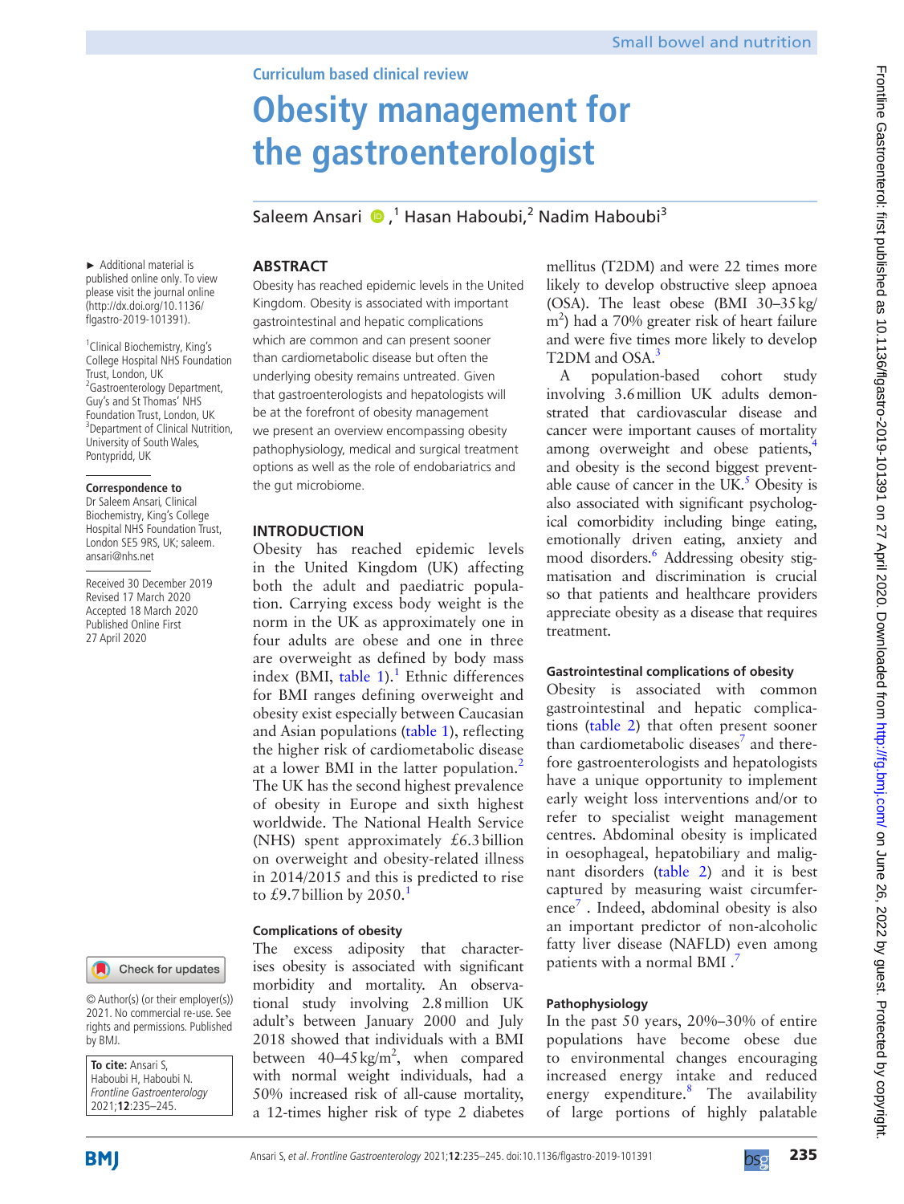Curriculum based clinical review

# Obesity management for the gastroenterologist

Saleem Ansari ,[1] Hasan Haboubi,[2] Nadim Haboubi[3]

► Additional material is published online only. To view please visit the journal online (http://dx.doi.org/10.1136/flgastro-2019-101391).

[1]Clinical Biochemistry, King's College Hospital NHS Foundation Trust, London, UK
[2]Gastroenterology Department, Guy's and St Thomas' NHS Foundation Trust, London, UK
[3]Department of Clinical Nutrition, University of South Wales, Pontypridd, UK

**Correspondence to**
Dr Saleem Ansari, Clinical Biochemistry, King's College Hospital NHS Foundation Trust, London SE5 9RS, UK; saleem.ansari@nhs.net

Received 30 December 2019
Revised 17 March 2020
Accepted 18 March 2020
Published Online First 27 April 2020

© Author(s) (or their employer(s)) 2021. No commercial re-use. See rights and permissions. Published by BMJ.

**To cite:** Ansari S, Haboubi H, Haboubi N. *Frontline Gastroenterology* 2021;**12**:235–245.

## ABSTRACT

Obesity has reached epidemic levels in the United Kingdom. Obesity is associated with important gastrointestinal and hepatic complications which are common and can present sooner than cardiometabolic disease but often the underlying obesity remains untreated. Given that gastroenterologists and hepatologists will be at the forefront of obesity management we present an overview encompassing obesity pathophysiology, medical and surgical treatment options as well as the role of endobariatrics and the gut microbiome.

## INTRODUCTION

Obesity has reached epidemic levels in the United Kingdom (UK) affecting both the adult and paediatric population. Carrying excess body weight is the norm in the UK as approximately one in four adults are obese and one in three are overweight as defined by body mass index (BMI, table 1).[1] Ethnic differences for BMI ranges defining overweight and obesity exist especially between Caucasian and Asian populations (table 1), reflecting the higher risk of cardiometabolic disease at a lower BMI in the latter population.[2] The UK has the second highest prevalence of obesity in Europe and sixth highest worldwide. The National Health Service (NHS) spent approximately £6.3 billion on overweight and obesity-related illness in 2014/2015 and this is predicted to rise to £9.7 billion by 2050.[1]

### Complications of obesity

The excess adiposity that characterises obesity is associated with significant morbidity and mortality. An observational study involving 2.8 million UK adult's between January 2000 and July 2018 showed that individuals with a BMI between 40–45 kg/m$^2$, when compared with normal weight individuals, had a 50% increased risk of all-cause mortality, a 12-times higher risk of type 2 diabetes mellitus (T2DM) and were 22 times more likely to develop obstructive sleep apnoea (OSA). The least obese (BMI 30–35 kg/m$^2$) had a 70% greater risk of heart failure and were five times more likely to develop T2DM and OSA.[3]

A population-based cohort study involving 3.6 million UK adults demonstrated that cardiovascular disease and cancer were important causes of mortality among overweight and obese patients,[4] and obesity is the second biggest preventable cause of cancer in the UK.[5] Obesity is also associated with significant psychological comorbidity including binge eating, emotionally driven eating, anxiety and mood disorders.[6] Addressing obesity stigmatisation and discrimination is crucial so that patients and healthcare providers appreciate obesity as a disease that requires treatment.

### Gastrointestinal complications of obesity

Obesity is associated with common gastrointestinal and hepatic complications (table 2) that often present sooner than cardiometabolic diseases[7] and therefore gastroenterologists and hepatologists have a unique opportunity to implement early weight loss interventions and/or to refer to specialist weight management centres. Abdominal obesity is implicated in oesophageal, hepatobiliary and malignant disorders (table 2) and it is best captured by measuring waist circumference[7] . Indeed, abdominal obesity is also an important predictor of non-alcoholic fatty liver disease (NAFLD) even among patients with a normal BMI .[7]

### Pathophysiology

In the past 50 years, 20%–30% of entire populations have become obese due to environmental changes encouraging increased energy intake and reduced energy expenditure.[8] The availability of large portions of highly palatable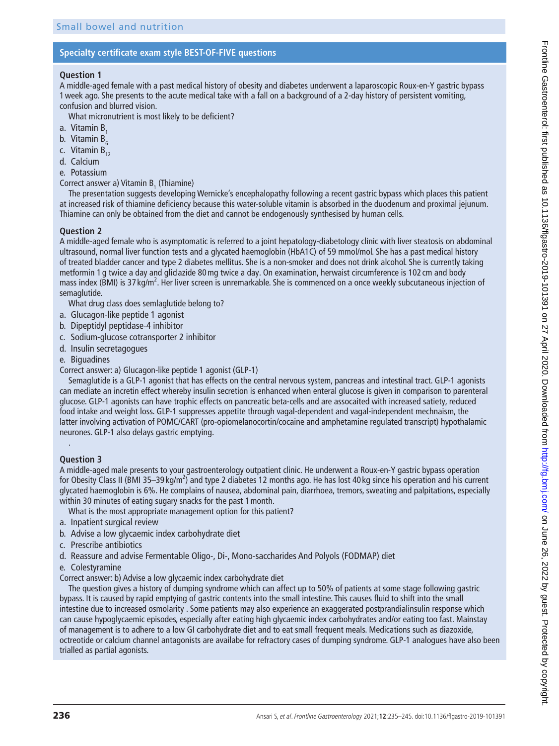## Specialty certificate exam style BEST-OF-FIVE questions

### Question 1

A middle-aged female with a past medical history of obesity and diabetes underwent a laparoscopic Roux-en-Y gastric bypass 1 week ago. She presents to the acute medical take with a fall on a background of a 2-day history of persistent vomiting, confusion and blurred vision.

What micronutrient is most likely to be deficient?

a. Vitamin $B_1$
b. Vitamin $B_6$
c. Vitamin $B_{12}$
d. Calcium
e. Potassium

Correct answer a) Vitamin $B_1$ (Thiamine)

The presentation suggests developing Wernicke's encephalopathy following a recent gastric bypass which places this patient at increased risk of thiamine deficiency because this water-soluble vitamin is absorbed in the duodenum and proximal jejunum. Thiamine can only be obtained from the diet and cannot be endogenously synthesised by human cells.

### Question 2

A middle-aged female who is asymptomatic is referred to a joint hepatology-diabetology clinic with liver steatosis on abdominal ultrasound, normal liver function tests and a glycated haemoglobin (HbA1C) of 59 mmol/mol. She has a past medical history of treated bladder cancer and type 2 diabetes mellitus. She is a non-smoker and does not drink alcohol. She is currently taking metformin 1 g twice a day and gliclazide 80 mg twice a day. On examination, herwaist circumference is 102 cm and body mass index (BMI) is 37 kg/m$^2$. Her liver screen is unremarkable. She is commenced on a once weekly subcutaneous injection of semaglutide.

What drug class does semlaglutide belong to?

a. Glucagon-like peptide 1 agonist
b. Dipeptidyl peptidase-4 inhibitor
c. Sodium-glucose cotransporter 2 inhibitor
d. Insulin secretagogues
e. Biguadines

Correct answer: a) Glucagon-like peptide 1 agonist (GLP-1)

Semaglutide is a GLP-1 agonist that has effects on the central nervous system, pancreas and intestinal tract. GLP-1 agonists can mediate an incretin effect whereby insulin secretion is enhanced when enteral glucose is given in comparison to parenteral glucose. GLP-1 agonists can have trophic effects on pancreatic beta-cells and are assocaited with increased satiety, reduced food intake and weight loss. GLP-1 suppresses appetite through vagal-dependent and vagal-independent mechnaism, the latter involving activation of POMC/CART (pro-opiomelanocortin/cocaine and amphetamine regulated transcript) hypothalamic neurones. GLP-1 also delays gastric emptying.

.

### Question 3

A middle-aged male presents to your gastroenterology outpatient clinic. He underwent a Roux-en-Y gastric bypass operation for Obesity Class II (BMI 35–39 kg/m$^2$) and type 2 diabetes 12 months ago. He has lost 40 kg since his operation and his current glycated haemoglobin is 6%. He complains of nausea, abdominal pain, diarrhoea, tremors, sweating and palpitations, especially within 30 minutes of eating sugary snacks for the past 1 month.

What is the most appropriate management option for this patient?

a. Inpatient surgical review
b. Advise a low glycaemic index carbohydrate diet
c. Prescribe antibiotics
d. Reassure and advise Fermentable Oligo-, Di-, Mono-saccharides And Polyols (FODMAP) diet
e. Colestyramine

Correct answer: b) Advise a low glycaemic index carbohydrate diet

The question gives a history of dumping syndrome which can affect up to 50% of patients at some stage following gastric bypass. It is caused by rapid emptying of gastric contents into the small intestine. This causes fluid to shift into the small intestine due to increased osmolarity . Some patients may also experience an exaggerated postprandialinsulin response which can cause hypoglycaemic episodes, especially after eating high glycaemic index carbohydrates and/or eating too fast. Mainstay of management is to adhere to a low GI carbohydrate diet and to eat small frequent meals. Medications such as diazoxide, octreotide or calcium channel antagonists are availabe for refractory cases of dumping syndrome. GLP-1 analogues have also been trialled as partial agonists.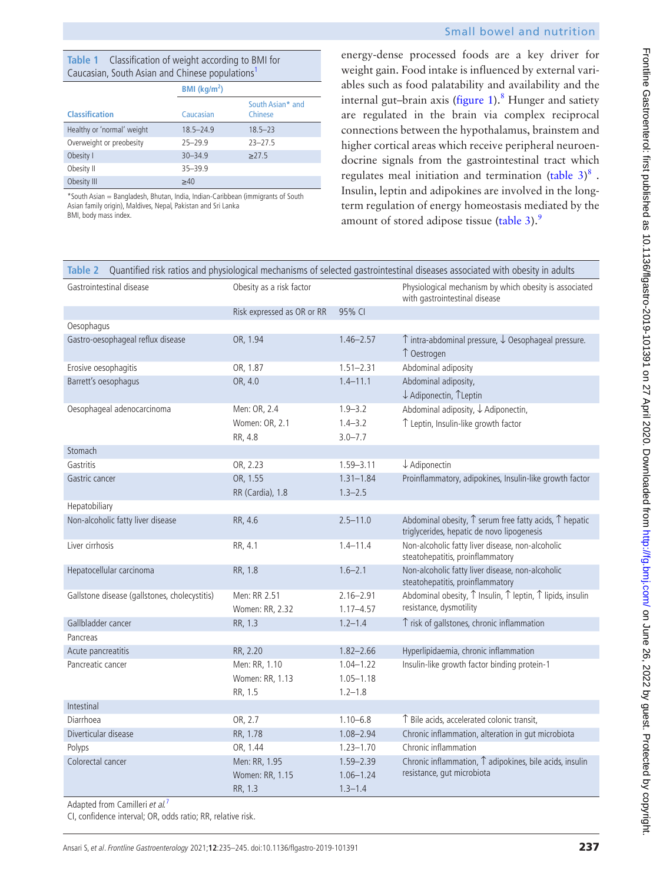**Table 1** Classification of weight according to BMI for Caucasian, South Asian and Chinese populations[1]

| Classification | BMI (kg/m²) Caucasian | South Asian* and Chinese |
|---|---|---|
| Healthy or 'normal' weight | 18.5–24.9 | 18.5–23 |
| Overweight or preobesity | 25–29.9 | 23–27.5 |
| Obesity I | 30–34.9 | ≥27.5 |
| Obesity II | 35–39.9 | |
| Obesity III | ≥40 | |

*South Asian = Bangladesh, Bhutan, India, Indian-Caribbean (immigrants of South Asian family origin), Maldives, Nepal, Pakistan and Sri Lanka
BMI, body mass index.

energy-dense processed foods are a key driver for weight gain. Food intake is influenced by external variables such as food palatability and availability and the internal gut–brain axis (figure 1).[8] Hunger and satiety are regulated in the brain via complex reciprocal connections between the hypothalamus, brainstem and higher cortical areas which receive peripheral neuroendocrine signals from the gastrointestinal tract which regulates meal initiation and termination (table 3)[8] . Insulin, leptin and adipokines are involved in the long-term regulation of energy homeostasis mediated by the amount of stored adipose tissue (table 3).[9]

**Table 2** Quantified risk ratios and physiological mechanisms of selected gastrointestinal diseases associated with obesity in adults

| Gastrointestinal disease | Obesity as a risk factor: Risk expressed as OR or RR | 95% CI | Physiological mechanism by which obesity is associated with gastrointestinal disease |
|---|---|---|---|
| **Oesophagus** | | | |
| Gastro-oesophageal reflux disease | OR, 1.94 | 1.46–2.57 | ↑ intra-abdominal pressure, ↓ Oesophageal pressure. ↑ Oestrogen |
| Erosive oesophagitis | OR, 1.87 | 1.51–2.31 | Abdominal adiposity |
| Barrett's oesophagus | OR, 4.0 | 1.4–11.1 | Abdominal adiposity, ↓ Adiponectin, ↑Leptin |
| Oesophageal adenocarcinoma | Men: OR, 2.4 | 1.9–3.2 | Abdominal adiposity, ↓ Adiponectin, ↑ Leptin, Insulin-like growth factor |
| | Women: OR, 2.1 | 1.4–3.2 | |
| | RR, 4.8 | 3.0–7.7 | |
| **Stomach** | | | |
| Gastritis | OR, 2.23 | 1.59–3.11 | ↓ Adiponectin |
| Gastric cancer | OR, 1.55 | 1.31–1.84 | Proinflammatory, adipokines, Insulin-like growth factor |
| | RR (Cardia), 1.8 | 1.3–2.5 | |
| **Hepatobiliary** | | | |
| Non-alcoholic fatty liver disease | RR, 4.6 | 2.5–11.0 | Abdominal obesity, ↑ serum free fatty acids, ↑ hepatic triglycerides, hepatic de novo lipogenesis |
| Liver cirrhosis | RR, 4.1 | 1.4–11.4 | Non-alcoholic fatty liver disease, non-alcoholic steatohepatitis, proinflammatory |
| Hepatocellular carcinoma | RR, 1.8 | 1.6–2.1 | Non-alcoholic fatty liver disease, non-alcoholic steatohepatitis, proinflammatory |
| Gallstone disease (gallstones, cholecystitis) | Men: RR 2.51 | 2.16–2.91 | Abdominal obesity, ↑ Insulin, ↑ leptin, ↑ lipids, insulin resistance, dysmotility |
| | Women: RR, 2.32 | 1.17–4.57 | |
| Gallbladder cancer | RR, 1.3 | 1.2–1.4 | ↑ risk of gallstones, chronic inflammation |
| **Pancreas** | | | |
| Acute pancreatitis | RR, 2.20 | 1.82–2.66 | Hyperlipidaemia, chronic inflammation |
| Pancreatic cancer | Men: RR, 1.10 | 1.04–1.22 | Insulin-like growth factor binding protein-1 |
| | Women: RR, 1.13 | 1.05–1.18 | |
| | RR, 1.5 | 1.2–1.8 | |
| **Intestinal** | | | |
| Diarrhoea | OR, 2.7 | 1.10–6.8 | ↑ Bile acids, accelerated colonic transit, |
| Diverticular disease | RR, 1.78 | 1.08–2.94 | Chronic inflammation, alteration in gut microbiota |
| Polyps | OR, 1.44 | 1.23–1.70 | Chronic inflammation |
| Colorectal cancer | Men: RR, 1.95 | 1.59–2.39 | Chronic inflammation, ↑ adipokines, bile acids, insulin resistance, gut microbiota |
| | Women: RR, 1.15 | 1.06–1.24 | |
| | RR, 1.3 | 1.3–1.4 | |

Adapted from Camilleri *et al*.[7]
CI, confidence interval; OR, odds ratio; RR, relative risk.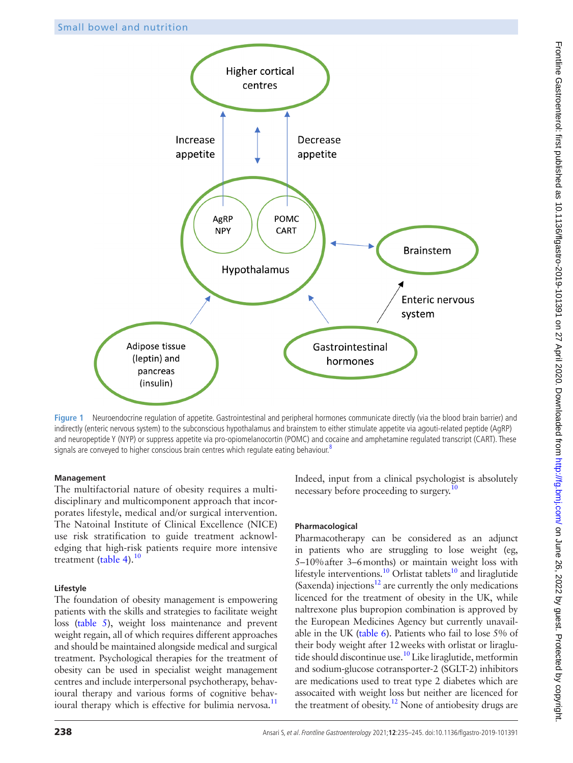Figure 1 Neuroendocrine regulation of appetite. Gastrointestinal and peripheral hormones communicate directly (via the blood brain barrier) and indirectly (enteric nervous system) to the subconscious hypothalamus and brainstem to either stimulate appetite via agouti-related peptide (AgRP) and neuropeptide Y (NYP) or suppress appetite via pro-opiomelanocortin (POMC) and cocaine and amphetamine regulated transcript (CART). These signals are conveyed to higher conscious brain centres which regulate eating behaviour.[8]

### Management

The multifactorial nature of obesity requires a multidisciplinary and multicomponent approach that incorporates lifestyle, medical and/or surgical intervention. The Natoinal Institute of Clinical Excellence (NICE) use risk stratification to guide treatment acknowledging that high-risk patients require more intensive treatment (table 4).[10]

### Lifestyle

The foundation of obesity management is empowering patients with the skills and strategies to facilitate weight loss (table 5), weight loss maintenance and prevent weight regain, all of which requires different approaches and should be maintained alongside medical and surgical treatment. Psychological therapies for the treatment of obesity can be used in specialist weight management centres and include interpersonal psychotherapy, behavioural therapy and various forms of cognitive behavioural therapy which is effective for bulimia nervosa.[11] Indeed, input from a clinical psychologist is absolutely necessary before proceeding to surgery.[10]

### Pharmacological

Pharmacotherapy can be considered as an adjunct in patients who are struggling to lose weight (eg, 5–10% after 3–6 months) or maintain weight loss with lifestyle interventions.[10] Orlistat tablets[10] and liraglutide (Saxenda) injections[12] are currently the only medications licenced for the treatment of obesity in the UK, while naltrexone plus bupropion combination is approved by the European Medicines Agency but currently unavailable in the UK (table 6). Patients who fail to lose 5% of their body weight after 12 weeks with orlistat or liraglutide should discontinue use.[10] Like liraglutide, metformin and sodium-glucose cotransporter-2 (SGLT-2) inhibitors are medications used to treat type 2 diabetes which are assocaited with weight loss but neither are licenced for the treatment of obesity.[12] None of antiobesity drugs are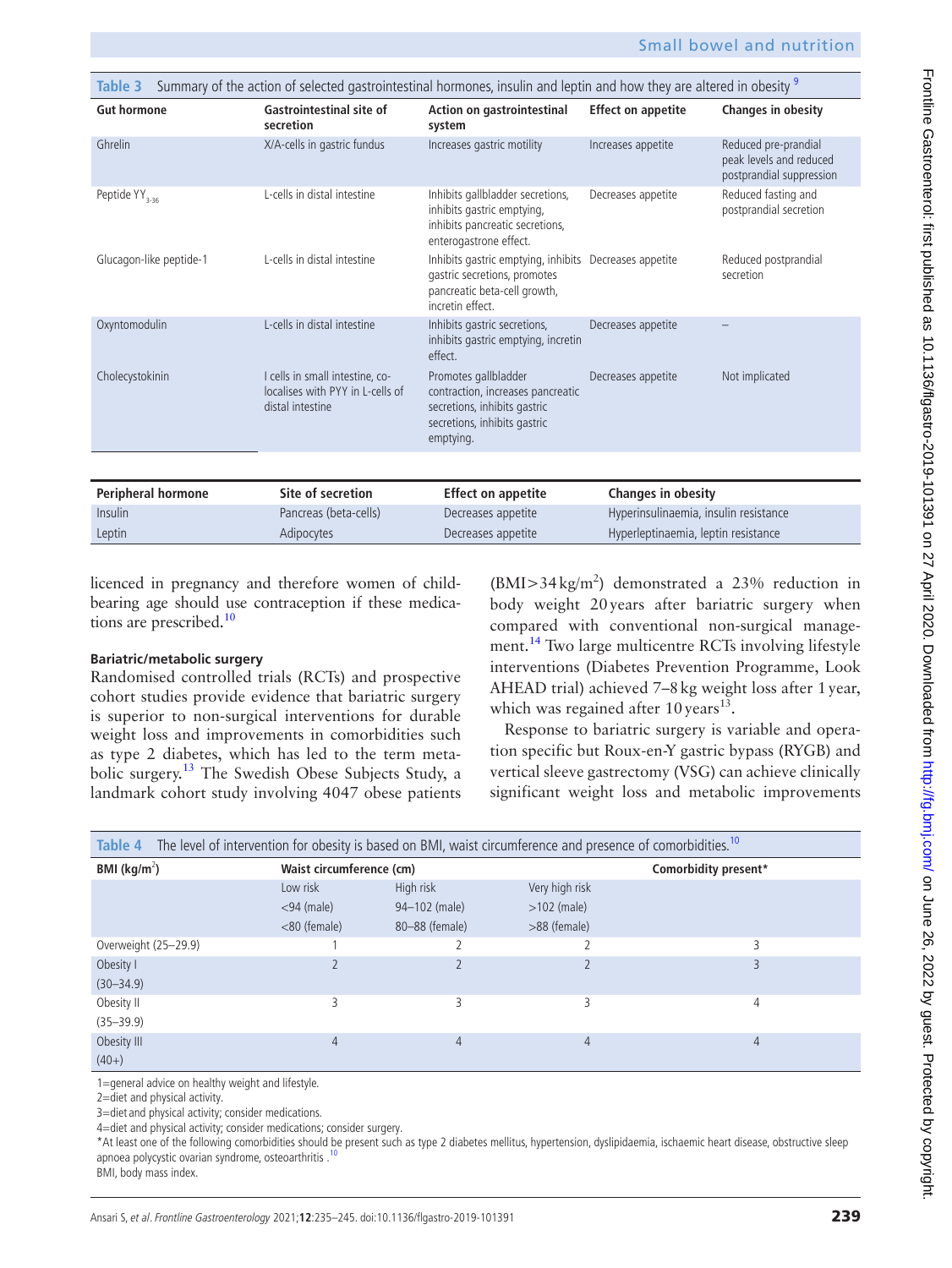Table 3 Summary of the action of selected gastrointestinal hormones, insulin and leptin and how they are altered in obesity [9]

| Gut hormone | Gastrointestinal site of secretion | Action on gastrointestinal system | Effect on appetite | Changes in obesity |
|---|---|---|---|---|
| Ghrelin | X/A-cells in gastric fundus | Increases gastric motility | Increases appetite | Reduced pre-prandial peak levels and reduced postprandial suppression |
| Peptide $YY_{3-36}$ | L-cells in distal intestine | Inhibits gallbladder secretions, inhibits gastric emptying, inhibits pancreatic secretions, enterogastrone effect. | Decreases appetite | Reduced fasting and postprandial secretion |
| Glucagon-like peptide-1 | L-cells in distal intestine | Inhibits gastric emptying, inhibits gastric secretions, promotes pancreatic beta-cell growth, incretin effect. | Decreases appetite | Reduced postprandial secretion |
| Oxyntomodulin | L-cells in distal intestine | Inhibits gastric secretions, inhibits gastric emptying, incretin effect. | Decreases appetite | – |
| Cholecystokinin | I cells in small intestine, co-localises with PYY in L-cells of distal intestine | Promotes gallbladder contraction, increases pancreatic secretions, inhibits gastric secretions, inhibits gastric emptying. | Decreases appetite | Not implicated |

| Peripheral hormone | Site of secretion | Effect on appetite | Changes in obesity |
|---|---|---|---|
| Insulin | Pancreas (beta-cells) | Decreases appetite | Hyperinsulinaemia, insulin resistance |
| Leptin | Adipocytes | Decreases appetite | Hyperleptinaemia, leptin resistance |

licenced in pregnancy and therefore women of child-bearing age should use contraception if these medications are prescribed.[10]

### Bariatric/metabolic surgery

Randomised controlled trials (RCTs) and prospective cohort studies provide evidence that bariatric surgery is superior to non-surgical interventions for durable weight loss and improvements in comorbidities such as type 2 diabetes, which has led to the term metabolic surgery.[13] The Swedish Obese Subjects Study, a landmark cohort study involving 4047 obese patients ($BMI>34\,kg/m^2$) demonstrated a 23% reduction in body weight 20 years after bariatric surgery when compared with conventional non-surgical management.[14] Two large multicentre RCTs involving lifestyle interventions (Diabetes Prevention Programme, Look AHEAD trial) achieved 7–8 kg weight loss after 1 year, which was regained after 10 years[13].

Response to bariatric surgery is variable and operation specific but Roux-en-Y gastric bypass (RYGB) and vertical sleeve gastrectomy (VSG) can achieve clinically significant weight loss and metabolic improvements

Table 4 The level of intervention for obesity is based on BMI, waist circumference and presence of comorbidities.[10]

| BMI ($kg/m^2$) | Waist circumference (cm) | | | Comorbidity present* |
|---|---|---|---|---|
| | Low risk <94 (male) <80 (female) | High risk 94–102 (male) 80–88 (female) | Very high risk >102 (male) >88 (female) | |
| Overweight (25–29.9) | 1 | 2 | 2 | 3 |
| Obesity I (30–34.9) | 2 | 2 | 2 | 3 |
| Obesity II (35–39.9) | 3 | 3 | 3 | 4 |
| Obesity III (40+) | 4 | 4 | 4 | 4 |

1=general advice on healthy weight and lifestyle.
2=diet and physical activity.
3=diet and physical activity; consider medications.
4=diet and physical activity; consider medications; consider surgery.
*At least one of the following comorbidities should be present such as type 2 diabetes mellitus, hypertension, dyslipidaemia, ischaemic heart disease, obstructive sleep apnoea polycystic ovarian syndrome, osteoarthritis .[10]
BMI, body mass index.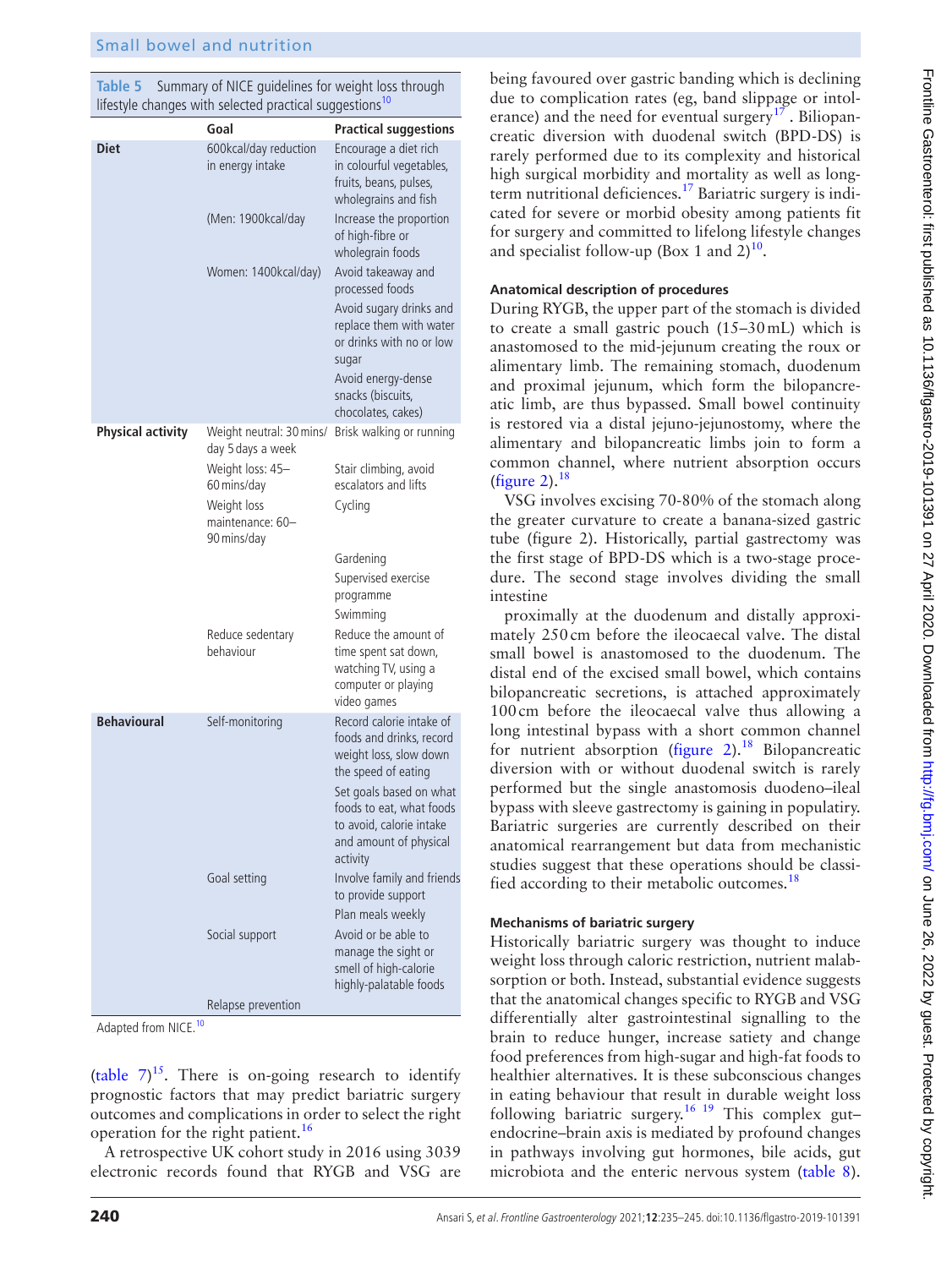**Table 5** Summary of NICE guidelines for weight loss through lifestyle changes with selected practical suggestions[10]

| | Goal | Practical suggestions |
|---|---|---|
| **Diet** | 600kcal/day reduction in energy intake | Encourage a diet rich in colourful vegetables, fruits, beans, pulses, wholegrains and fish |
| | (Men: 1900kcal/day | Increase the proportion of high-fibre or wholegrain foods |
| | Women: 1400kcal/day) | Avoid takeaway and processed foods |
| | | Avoid sugary drinks and replace them with water or drinks with no or low sugar |
| | | Avoid energy-dense snacks (biscuits, chocolates, cakes) |
| **Physical activity** | Weight neutral: 30 mins/day 5 days a week | Brisk walking or running |
| | Weight loss: 45–60 mins/day | Stair climbing, avoid escalators and lifts |
| | Weight loss maintenance: 60–90 mins/day | Cycling |
| | | Gardening |
| | | Supervised exercise programme |
| | | Swimming |
| | Reduce sedentary behaviour | Reduce the amount of time spent sat down, watching TV, using a computer or playing video games |
| **Behavioural** | Self-monitoring | Record calorie intake of foods and drinks, record weight loss, slow down the speed of eating |
| | | Set goals based on what foods to eat, what foods to avoid, calorie intake and amount of physical activity |
| | Goal setting | Involve family and friends to provide support |
| | | Plan meals weekly |
| | Social support | Avoid or be able to manage the sight or smell of high-calorie highly-palatable foods |
| | Relapse prevention | |

Adapted from NICE.[10]

(table 7)[15]. There is on-going research to identify prognostic factors that may predict bariatric surgery outcomes and complications in order to select the right operation for the right patient.[16]

A retrospective UK cohort study in 2016 using 3039 electronic records found that RYGB and VSG are being favoured over gastric banding which is declining due to complication rates (eg, band slippage or intolerance) and the need for eventual surgery[17]. Biliopancreatic diversion with duodenal switch (BPD-DS) is rarely performed due to its complexity and historical high surgical morbidity and mortality as well as long-term nutritional deficiencies.[17] Bariatric surgery is indicated for severe or morbid obesity among patients fit for surgery and committed to lifelong lifestyle changes and specialist follow-up (Box 1 and 2)[10].

### Anatomical description of procedures

During RYGB, the upper part of the stomach is divided to create a small gastric pouch (15–30 mL) which is anastomosed to the mid-jejunum creating the roux or alimentary limb. The remaining stomach, duodenum and proximal jejunum, which form the bilopancreatic limb, are thus bypassed. Small bowel continuity is restored via a distal jejuno-jejunostomy, where the alimentary and bilopancreatic limbs join to form a common channel, where nutrient absorption occurs (figure 2).[18]

VSG involves excising 70-80% of the stomach along the greater curvature to create a banana-sized gastric tube (figure 2). Historically, partial gastrectomy was the first stage of BPD-DS which is a two-stage procedure. The second stage involves dividing the small intestine proximally at the duodenum and distally approximately 250 cm before the ileocaecal valve. The distal small bowel is anastomosed to the duodenum. The distal end of the excised small bowel, which contains bilopancreatic secretions, is attached approximately 100 cm before the ileocaecal valve thus allowing a long intestinal bypass with a short common channel for nutrient absorption (figure 2).[18] Bilopancreatic diversion with or without duodenal switch is rarely performed but the single anastomosis duodeno–ileal bypass with sleeve gastrectomy is gaining in popularity. Bariatric surgeries are currently described on their anatomical rearrangement but data from mechanistic studies suggest that these operations should be classified according to their metabolic outcomes.[18]

### Mechanisms of bariatric surgery

Historically bariatric surgery was thought to induce weight loss through caloric restriction, nutrient malabsorption or both. Instead, substantial evidence suggests that the anatomical changes specific to RYGB and VSG differentially alter gastrointestinal signalling to the brain to reduce hunger, increase satiety and change food preferences from high-sugar and high-fat foods to healthier alternatives. It is these subconscious changes in eating behaviour that result in durable weight loss following bariatric surgery.[16 19] This complex gut–endocrine–brain axis is mediated by profound changes in pathways involving gut hormones, bile acids, gut microbiota and the enteric nervous system (table 8).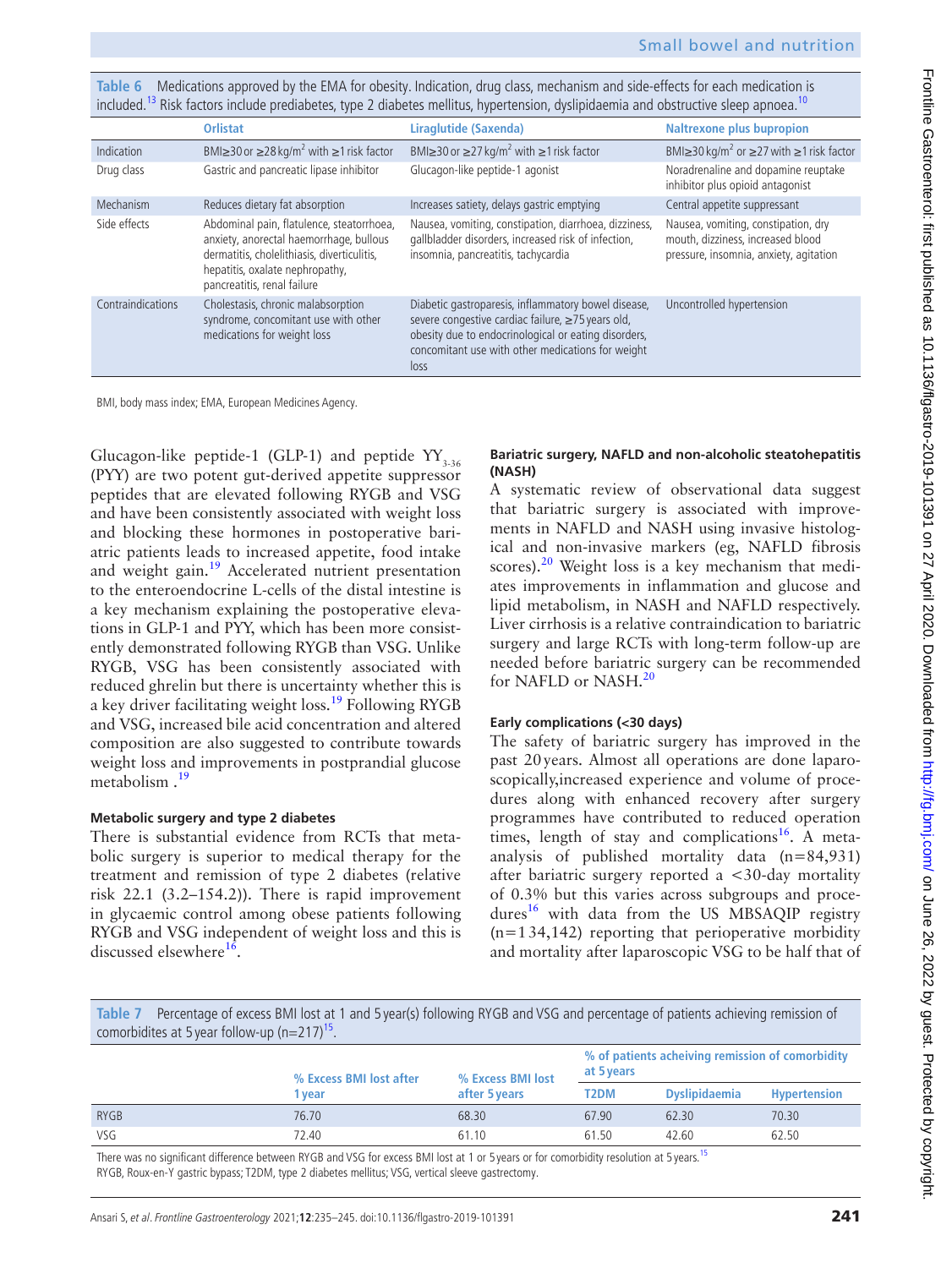**Table 6** Medications approved by the EMA for obesity. Indication, drug class, mechanism and side-effects for each medication is included.[13] Risk factors include prediabetes, type 2 diabetes mellitus, hypertension, dyslipidaemia and obstructive sleep apnoea.[10]

| | Orlistat | Liraglutide (Saxenda) | Naltrexone plus bupropion |
|---|---|---|---|
| Indication | BMI≥30 or ≥28 kg/m$^2$ with ≥1 risk factor | BMI≥30 or ≥27 kg/m$^2$ with ≥1 risk factor | BMI≥30 kg/m$^2$ or ≥27 with ≥1 risk factor |
| Drug class | Gastric and pancreatic lipase inhibitor | Glucagon-like peptide-1 agonist | Noradrenaline and dopamine reuptake inhibitor plus opioid antagonist |
| Mechanism | Reduces dietary fat absorption | Increases satiety, delays gastric emptying | Central appetite suppressant |
| Side effects | Abdominal pain, flatulence, steatorrhoea, anxiety, anorectal haemorrhage, bullous dermatitis, cholelithiasis, diverticulitis, hepatitis, oxalate nephropathy, pancreatitis, renal failure | Nausea, vomiting, constipation, diarrhoea, dizziness, gallbladder disorders, increased risk of infection, insomnia, pancreatitis, tachycardia | Nausea, vomiting, constipation, dry mouth, dizziness, increased blood pressure, insomnia, anxiety, agitation |
| Contraindications | Cholestasis, chronic malabsorption syndrome, concomitant use with other medications for weight loss | Diabetic gastroparesis, inflammatory bowel disease, severe congestive cardiac failure, ≥75 years old, obesity due to endocrinological or eating disorders, concomitant use with other medications for weight loss | Uncontrolled hypertension |

BMI, body mass index; EMA, European Medicines Agency.

Glucagon-like peptide-1 (GLP-1) and peptide $YY_{3-36}$ (PYY) are two potent gut-derived appetite suppressor peptides that are elevated following RYGB and VSG and have been consistently associated with weight loss and blocking these hormones in postoperative bariatric patients leads to increased appetite, food intake and weight gain.[19] Accelerated nutrient presentation to the enteroendocrine L-cells of the distal intestine is a key mechanism explaining the postoperative elevations in GLP-1 and PYY, which has been more consistently demonstrated following RYGB than VSG. Unlike RYGB, VSG has been consistently associated with reduced ghrelin but there is uncertainty whether this is a key driver facilitating weight loss.[19] Following RYGB and VSG, increased bile acid concentration and altered composition are also suggested to contribute towards weight loss and improvements in postprandial glucose metabolism .[19]

#### Metabolic surgery and type 2 diabetes

There is substantial evidence from RCTs that metabolic surgery is superior to medical therapy for the treatment and remission of type 2 diabetes (relative risk 22.1 (3.2–154.2)). There is rapid improvement in glycaemic control among obese patients following RYGB and VSG independent of weight loss and this is discussed elsewhere[16].

#### Bariatric surgery, NAFLD and non-alcoholic steatohepatitis (NASH)

A systematic review of observational data suggest that bariatric surgery is associated with improvements in NAFLD and NASH using invasive histological and non-invasive markers (eg, NAFLD fibrosis scores).[20] Weight loss is a key mechanism that mediates improvements in inflammation and glucose and lipid metabolism, in NASH and NAFLD respectively. Liver cirrhosis is a relative contraindication to bariatric surgery and large RCTs with long-term follow-up are needed before bariatric surgery can be recommended for NAFLD or NASH.[20]

#### Early complications (<30 days)

The safety of bariatric surgery has improved in the past 20 years. Almost all operations are done laparoscopically,increased experience and volume of procedures along with enhanced recovery after surgery programmes have contributed to reduced operation times, length of stay and complications[16]. A meta-analysis of published mortality data (n=84,931) after bariatric surgery reported a <30-day mortality of 0.3% but this varies across subgroups and procedures[16] with data from the US MBSAQIP registry (n=1 34,142) reporting that perioperative morbidity and mortality after laparoscopic VSG to be half that of

**Table 7** Percentage of excess BMI lost at 1 and 5 year(s) following RYGB and VSG and percentage of patients achieving remission of comorbidites at 5 year follow-up (n=217)[15].

| | % Excess BMI lost after 1 year | % Excess BMI lost after 5 years | % of patients acheiving remission of comorbidity at 5 years | | |
|---|---|---|---|---|---|
| | | | T2DM | Dyslipidaemia | Hypertension |
| RYGB | 76.70 | 68.30 | 67.90 | 62.30 | 70.30 |
| VSG | 72.40 | 61.10 | 61.50 | 42.60 | 62.50 |

There was no significant difference between RYGB and VSG for excess BMI lost at 1 or 5 years or for comorbidity resolution at 5 years.[15]
RYGB, Roux-en-Y gastric bypass; T2DM, type 2 diabetes mellitus; VSG, vertical sleeve gastrectomy.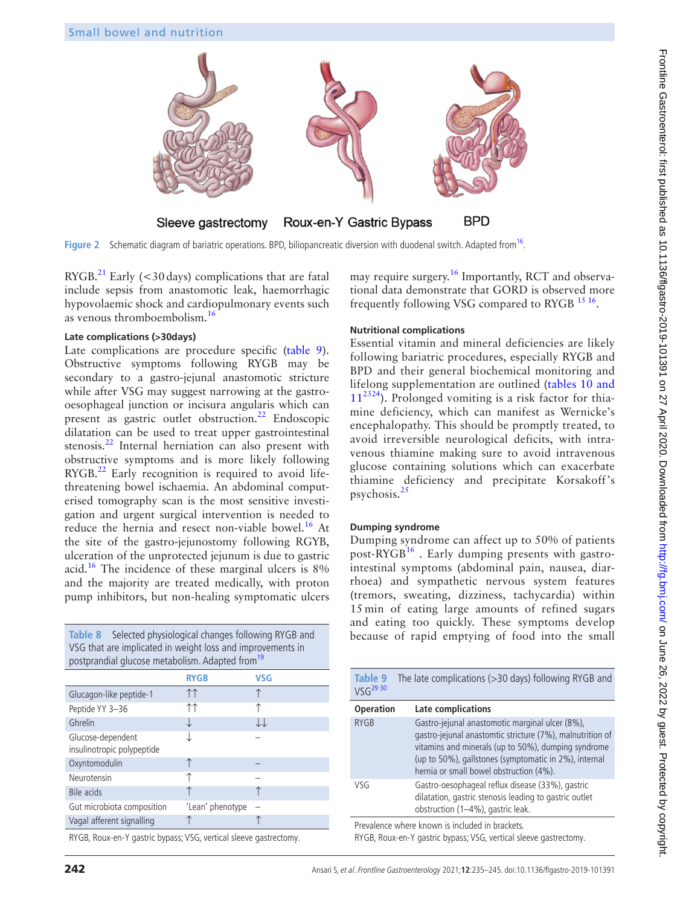Sleeve gastrectomy Roux-en-Y Gastric Bypass BPD

**Figure 2** Schematic diagram of bariatric operations. BPD, biliopancreatic diversion with duodenal switch. Adapted from[16].

RYGB.[21] Early (<30 days) complications that are fatal include sepsis from anastomotic leak, haemorrhagic hypovolaemic shock and cardiopulmonary events such as venous thromboembolism.[16]

#### Late complications (>30days)

Late complications are procedure specific (table 9). Obstructive symptoms following RYGB may be secondary to a gastro-jejunal anastomotic stricture while after VSG may suggest narrowing at the gastro-oesophageal junction or incisura angularis which can present as gastric outlet obstruction.[22] Endoscopic dilatation can be used to treat upper gastrointestinal stenosis.[22] Internal herniation can also present with obstructive symptoms and is more likely following RYGB.[22] Early recognition is required to avoid life-threatening bowel ischaemia. An abdominal computerised tomography scan is the most sensitive investigation and urgent surgical intervention is needed to reduce the hernia and resect non-viable bowel.[16] At the site of the gastro-jejunostomy following RGYB, ulceration of the unprotected jejunum is due to gastric acid.[16] The incidence of these marginal ulcers is 8% and the majority are treated medically, with proton pump inhibitors, but non-healing symptomatic ulcers may require surgery.[16] Importantly, RCT and observational data demonstrate that GORD is observed more frequently following VSG compared to RYGB [15 16].

**Table 8** Selected physiological changes following RYGB and VSG that are implicated in weight loss and improvements in postprandial glucose metabolism. Adapted from[19]

| | RYGB | VSG |
|---|---|---|
| Glucagon-like peptide-1 | ↑↑ | ↑ |
| Peptide YY 3–36 | ↑↑ | ↑ |
| Ghrelin | ↓ | ↓↓ |
| Glucose-dependent insulinotropic polypeptide | ↓ | – |
| Oxyntomodulin | ↑ | – |
| Neurotensin | ↑ | – |
| Bile acids | ↑ | ↑ |
| Gut microbiota composition | 'Lean' phenotype | – |
| Vagal afferent signalling | ↑ | ↑ |

RYGB, Roux-en-Y gastric bypass; VSG, vertical sleeve gastrectomy.

#### Nutritional complications

Essential vitamin and mineral deficiencies are likely following bariatric procedures, especially RYGB and BPD and their general biochemical monitoring and lifelong supplementation are outlined (tables 10 and 11[23 24]). Prolonged vomiting is a risk factor for thiamine deficiency, which can manifest as Wernicke's encephalopathy. This should be promptly treated, to avoid irreversible neurological deficits, with intravenous thiamine making sure to avoid intravenous glucose containing solutions which can exacerbate thiamine deficiency and precipitate Korsakoff's psychosis.[25]

#### Dumping syndrome

Dumping syndrome can affect up to 50% of patients post-RYGB[16] . Early dumping presents with gastrointestinal symptoms (abdominal pain, nausea, diarrhoea) and sympathetic nervous system features (tremors, sweating, dizziness, tachycardia) within 15 min of eating large amounts of refined sugars and eating too quickly. These symptoms develop because of rapid emptying of food into the small

**Table 9** The late complications (>30 days) following RYGB and VSG[29 30]

| Operation | Late complications |
|---|---|
| RYGB | Gastro-jejunal anastomotic marginal ulcer (8%), gastro-jejunal anastomtic stricture (7%), malnutrition of vitamins and minerals (up to 50%), dumping syndrome (up to 50%), gallstones (symptomatic in 2%), internal hernia or small bowel obstruction (4%). |
| VSG | Gastro-oesophageal reflux disease (33%), gastric dilatation, gastric stenosis leading to gastric outlet obstruction (1–4%), gastric leak. |

Prevalence where known is included in brackets.
RYGB, Roux-en-Y gastric bypass; VSG, vertical sleeve gastrectomy.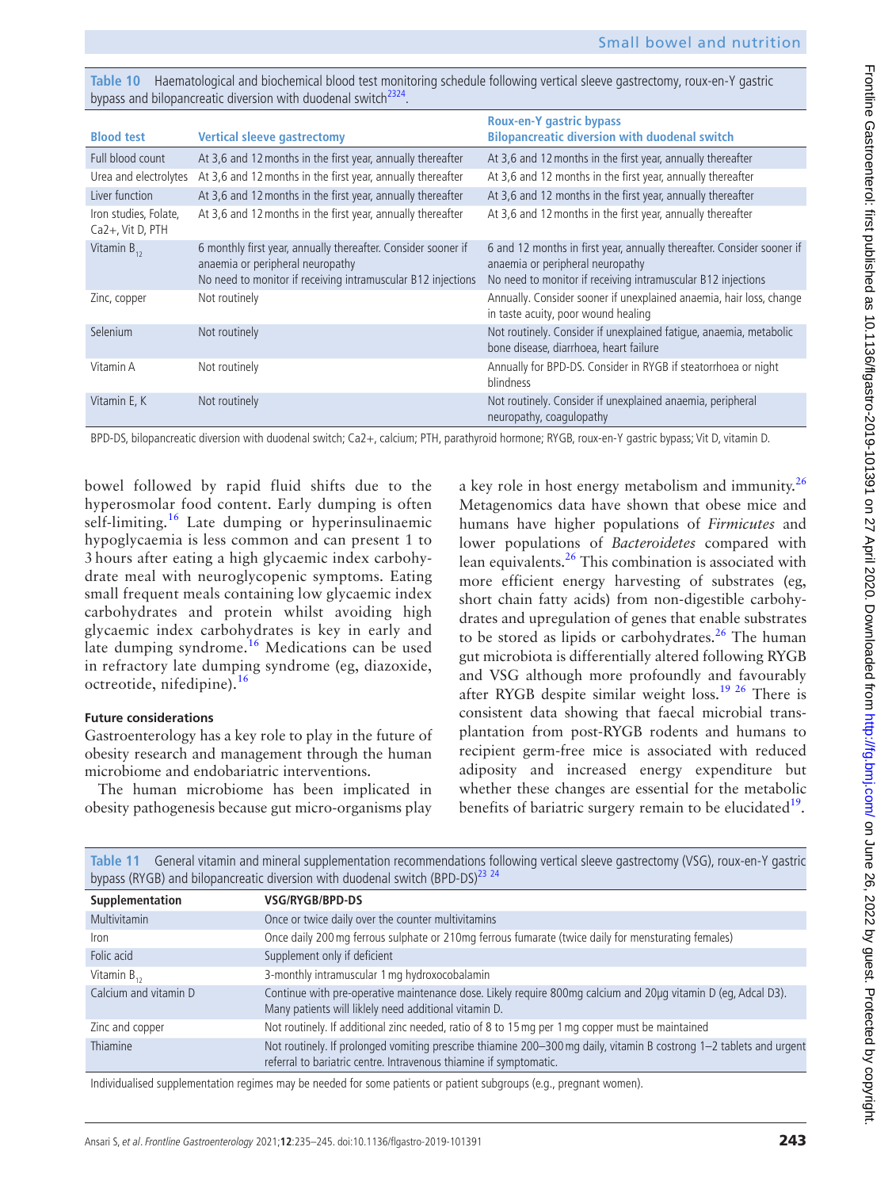Table 10 Haematological and biochemical blood test monitoring schedule following vertical sleeve gastrectomy, roux-en-Y gastric bypass and bilopancreatic diversion with duodenal switch[23,24].

| Blood test | Vertical sleeve gastrectomy | Roux-en-Y gastric bypass Bilopancreatic diversion with duodenal switch |
|---|---|---|
| Full blood count | At 3,6 and 12 months in the first year, annually thereafter | At 3,6 and 12 months in the first year, annually thereafter |
| Urea and electrolytes | At 3,6 and 12 months in the first year, annually thereafter | At 3,6 and 12 months in the first year, annually thereafter |
| Liver function | At 3,6 and 12 months in the first year, annually thereafter | At 3,6 and 12 months in the first year, annually thereafter |
| Iron studies, Folate, Ca2+, Vit D, PTH | At 3,6 and 12 months in the first year, annually thereafter | At 3,6 and 12 months in the first year, annually thereafter |
| Vitamin $B_{12}$ | 6 monthly first year, annually thereafter. Consider sooner if anaemia or peripheral neuropathy<br>No need to monitor if receiving intramuscular B12 injections | 6 and 12 months in first year, annually thereafter. Consider sooner if anaemia or peripheral neuropathy<br>No need to monitor if receiving intramuscular B12 injections |
| Zinc, copper | Not routinely | Annually. Consider sooner if unexplained anaemia, hair loss, change in taste acuity, poor wound healing |
| Selenium | Not routinely | Not routinely. Consider if unexplained fatigue, anaemia, metabolic bone disease, diarrhoea, heart failure |
| Vitamin A | Not routinely | Annually for BPD-DS. Consider in RYGB if steatorrhoea or night blindness |
| Vitamin E, K | Not routinely | Not routinely. Consider if unexplained anaemia, peripheral neuropathy, coagulopathy |

BPD-DS, bilopancreatic diversion with duodenal switch; Ca2+, calcium; PTH, parathyroid hormone; RYGB, roux-en-Y gastric bypass; Vit D, vitamin D.

bowel followed by rapid fluid shifts due to the hyperosmolar food content. Early dumping is often self-limiting.[16] Late dumping or hyperinsulinaemic hypoglycaemia is less common and can present 1 to 3 hours after eating a high glycaemic index carbohydrate meal with neuroglycopenic symptoms. Eating small frequent meals containing low glycaemic index carbohydrates and protein whilst avoiding high glycaemic index carbohydrates is key in early and late dumping syndrome.[16] Medications can be used in refractory late dumping syndrome (eg, diazoxide, octreotide, nifedipine).[16]

**Future considerations**

Gastroenterology has a key role to play in the future of obesity research and management through the human microbiome and endobariatric interventions.

The human microbiome has been implicated in obesity pathogenesis because gut micro-organisms play a key role in host energy metabolism and immunity.[26] Metagenomics data have shown that obese mice and humans have higher populations of *Firmicutes* and lower populations of *Bacteroidetes* compared with lean equivalents.[26] This combination is associated with more efficient energy harvesting of substrates (eg, short chain fatty acids) from non-digestible carbohydrates and upregulation of genes that enable substrates to be stored as lipids or carbohydrates.[26] The human gut microbiota is differentially altered following RYGB and VSG although more profoundly and favourably after RYGB despite similar weight loss.[19,26] There is consistent data showing that faecal microbial transplantation from post-RYGB rodents and humans to recipient germ-free mice is associated with reduced adiposity and increased energy expenditure but whether these changes are essential for the metabolic benefits of bariatric surgery remain to be elucidated[19].

Table 11 General vitamin and mineral supplementation recommendations following vertical sleeve gastrectomy (VSG), roux-en-Y gastric bypass (RYGB) and bilopancreatic diversion with duodenal switch (BPD-DS)[23,24]

| Supplementation | VSG/RYGB/BPD-DS |
|---|---|
| Multivitamin | Once or twice daily over the counter multivitamins |
| Iron | Once daily 200 mg ferrous sulphate or 210mg ferrous fumarate (twice daily for mensturating females) |
| Folic acid | Supplement only if deficient |
| Vitamin $B_{12}$ | 3-monthly intramuscular 1 mg hydroxocobalamin |
| Calcium and vitamin D | Continue with pre-operative maintenance dose. Likely require 800mg calcium and 20μg vitamin D (eg, Adcal D3). Many patients will liklely need additional vitamin D. |
| Zinc and copper | Not routinely. If additional zinc needed, ratio of 8 to 15 mg per 1 mg copper must be maintained |
| Thiamine | Not routinely. If prolonged vomiting prescribe thiamine 200–300 mg daily, vitamin B costrong 1–2 tablets and urgent referral to bariatric centre. Intravenous thiamine if symptomatic. |

Individualised supplementation regimes may be needed for some patients or patient subgroups (e.g., pregnant women).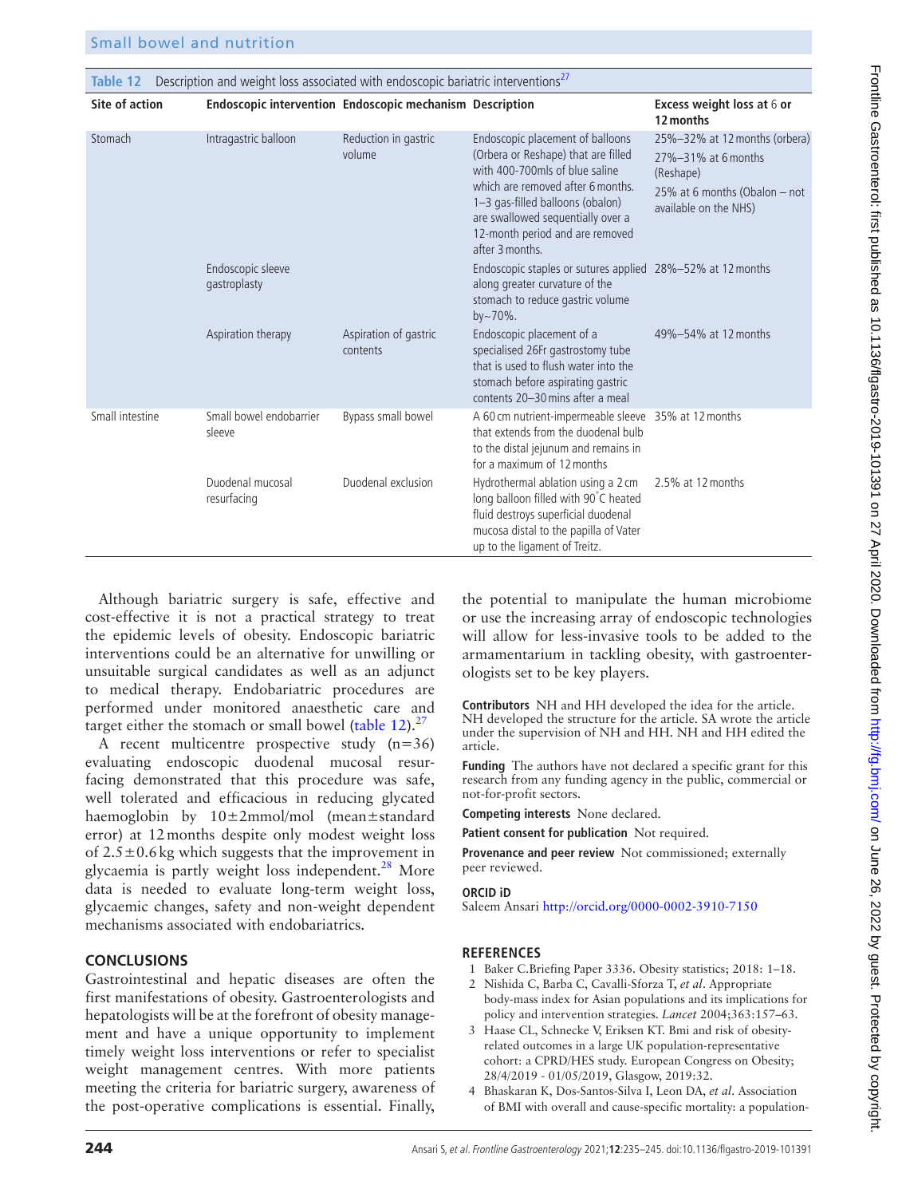**Table 12** Description and weight loss associated with endoscopic bariatric interventions[27]

| Site of action | Endoscopic intervention | Endoscopic mechanism | Description | Excess weight loss at 6 or 12 months |
|---|---|---|---|---|
| Stomach | Intragastric balloon | Reduction in gastric volume | Endoscopic placement of balloons (Orbera or Reshape) that are filled with 400-700mls of blue saline which are removed after 6 months. 1–3 gas-filled balloons (obalon) are swallowed sequentially over a 12-month period and are removed after 3 months. | 25%–32% at 12 months (orbera) 27%–31% at 6 months (Reshape) 25% at 6 months (Obalon – not available on the NHS) |
| | Endoscopic sleeve gastroplasty | | Endoscopic staples or sutures applied along greater curvature of the stomach to reduce gastric volume by~70%. | 28%–52% at 12 months |
| | Aspiration therapy | Aspiration of gastric contents | Endoscopic placement of a specialised 26Fr gastrostomy tube that is used to flush water into the stomach before aspirating gastric contents 20–30 mins after a meal | 49%–54% at 12 months |
| Small intestine | Small bowel endobarrier sleeve | Bypass small bowel | A 60 cm nutrient-impermeable sleeve that extends from the duodenal bulb to the distal jejunum and remains in for a maximum of 12 months | 35% at 12 months |
| | Duodenal mucosal resurfacing | Duodenal exclusion | Hydrothermal ablation using a 2 cm long balloon filled with 90°C heated fluid destroys superficial duodenal mucosa distal to the papilla of Vater up to the ligament of Treitz. | 2.5% at 12 months |

Although bariatric surgery is safe, effective and cost-effective it is not a practical strategy to treat the epidemic levels of obesity. Endoscopic bariatric interventions could be an alternative for unwilling or unsuitable surgical candidates as well as an adjunct to medical therapy. Endobariatric procedures are performed under monitored anaesthetic care and target either the stomach or small bowel (table 12).[27]

A recent multicentre prospective study (n=36) evaluating endoscopic duodenal mucosal resurfacing demonstrated that this procedure was safe, well tolerated and efficacious in reducing glycated haemoglobin by 10±2mmol/mol (mean±standard error) at 12 months despite only modest weight loss of 2.5±0.6 kg which suggests that the improvement in glycaemia is partly weight loss independent.[28] More data is needed to evaluate long-term weight loss, glycaemic changes, safety and non-weight dependent mechanisms associated with endobariatrics.

## CONCLUSIONS

Gastrointestinal and hepatic diseases are often the first manifestations of obesity. Gastroenterologists and hepatologists will be at the forefront of obesity management and have a unique opportunity to implement timely weight loss interventions or refer to specialist weight management centres. With more patients meeting the criteria for bariatric surgery, awareness of the post-operative complications is essential. Finally, the potential to manipulate the human microbiome or use the increasing array of endoscopic technologies will allow for less-invasive tools to be added to the armamentarium in tackling obesity, with gastroenterologists set to be key players.

**Contributors** NH and HH developed the idea for the article. NH developed the structure for the article. SA wrote the article under the supervision of NH and HH. NH and HH edited the article.

**Funding** The authors have not declared a specific grant for this research from any funding agency in the public, commercial or not-for-profit sectors.

**Competing interests** None declared.

**Patient consent for publication** Not required.

**Provenance and peer review** Not commissioned; externally peer reviewed.

**ORCID iD**

Saleem Ansari http://orcid.org/0000-0002-3910-7150

## REFERENCES

1. Baker C.Briefing Paper 3336. Obesity statistics; 2018: 1–18.
2. Nishida C, Barba C, Cavalli-Sforza T, *et al*. Appropriate body-mass index for Asian populations and its implications for policy and intervention strategies. *Lancet* 2004;363:157–63.
3. Haase CL, Schnecke V, Eriksen KT. Bmi and risk of obesity-related outcomes in a large UK population-representative cohort: a CPRD/HES study. European Congress on Obesity; 28/4/2019 - 01/05/2019, Glasgow, 2019:32.
4. Bhaskaran K, Dos-Santos-Silva I, Leon DA, *et al*. Association of BMI with overall and cause-specific mortality: a population-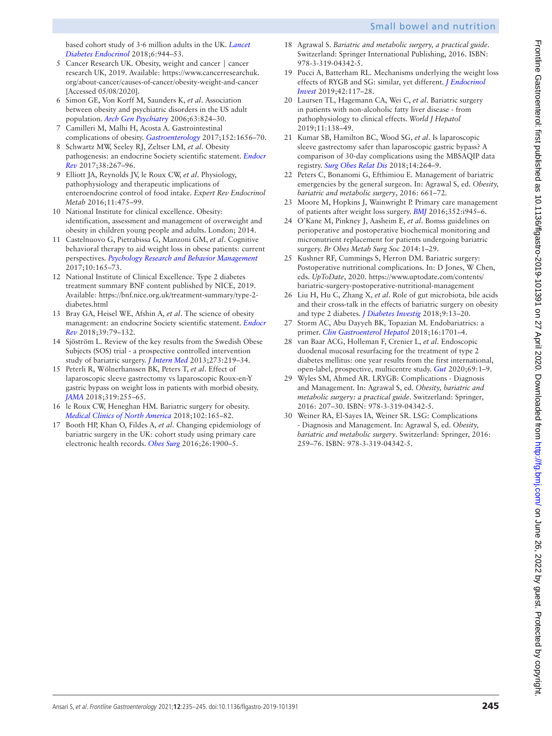based cohort study of 3·6 million adults in the UK. *Lancet Diabetes Endocrinol* 2018;6:944–53.

5. Cancer Research UK. Obesity, weight and cancer | cancer research UK, 2019. Available: https://www.cancerresearchuk.org/about-cancer/causes-of-cancer/obesity-weight-and-cancer [Accessed 05/08/2020].
6. Simon GE, Von Korff M, Saunders K, *et al*. Association between obesity and psychiatric disorders in the US adult population. *Arch Gen Psychiatry* 2006;63:824–30.
7. Camilleri M, Malhi H, Acosta A. Gastrointestinal complications of obesity. *Gastroenterology* 2017;152:1656–70.
8. Schwartz MW, Seeley RJ, Zeltser LM, *et al*. Obesity pathogenesis: an endocrine Society scientific statement. *Endocr Rev* 2017;38:267–96.
9. Elliott JA, Reynolds JV, le Roux CW, *et al*. Physiology, pathophysiology and therapeutic implications of enteroendocrine control of food intake. *Expert Rev Endocrinol Metab* 2016;11:475–99.
10. National Institute for clinical excellence. Obesity: identification, assessment and management of overweight and obesity in children young people and adults. London; 2014.
11. Castelnuovo G, Pietrabissa G, Manzoni GM, *et al*. Cognitive behavioral therapy to aid weight loss in obese patients: current perspectives. *Psychology Research and Behavior Management* 2017;10:165–73.
12. National Institute of Clinical Excellence. Type 2 diabetes treatment summary BNF content published by NICE, 2019. Available: https://bnf.nice.org.uk/treatment-summary/type-2-diabetes.html
13. Bray GA, Heisel WE, Afshin A, *et al*. The science of obesity management: an endocrine Society scientific statement. *Endocr Rev* 2018;39:79–132.
14. Sjöström L. Review of the key results from the Swedish Obese Subjects (SOS) trial - a prospective controlled intervention study of bariatric surgery. *J Intern Med* 2013;273:219–34.
15. Peterli R, Wölnerhanssen BK, Peters T, *et al*. Effect of laparoscopic sleeve gastrectomy vs laparoscopic Roux-en-Y gastric bypass on weight loss in patients with morbid obesity. *JAMA* 2018;319:255–65.
16. le Roux CW, Heneghan HM. Bariatric surgery for obesity. *Medical Clinics of North America* 2018;102:165–82.
17. Booth HP, Khan O, Fildes A, *et al*. Changing epidemiology of bariatric surgery in the UK: cohort study using primary care electronic health records. *Obes Surg* 2016;26:1900–5.
18. Agrawal S. *Bariatric and metabolic surgery, a practical guide*. Switzerland: Springer International Publishing, 2016. ISBN: 978-3-319-04342-5.
19. Pucci A, Batterham RL. Mechanisms underlying the weight loss effects of RYGB and SG: similar, yet different. *J Endocrinol Invest* 2019;42:117–28.
20. Laursen TL, Hagemann CA, Wei C, *et al*. Bariatric surgery in patients with non-alcoholic fatty liver disease - from pathophysiology to clinical effects. *World J Hepatol* 2019;11:138–49.
21. Kumar SB, Hamilton BC, Wood SG, *et al*. Is laparoscopic sleeve gastrectomy safer than laparoscopic gastric bypass? A comparison of 30-day complications using the MBSAQIP data registry. *Surg Obes Relat Dis* 2018;14:264–9.
22. Peters C, Bonanomi G, Efthimiou E. Management of bariatric emergencies by the general surgeon. In: Agrawal S, ed. *Obesity, bariatric and metabolic surgery*, 2016: 661–72.
23. Moore M, Hopkins J, Wainwright P. Primary care management of patients after weight loss surgery. *BMJ* 2016;352:i945–6.
24. O'Kane M, Pinkney J, Aasheim E, *et al*. Bomss guidelines on perioperative and postoperative biochemical monitoring and micronutrient replacement for patients undergoing bariatric surgery. *Br Obes Metab Surg Soc* 2014:1–29.
25. Kushner RF, Cummings S, Herron DM. Bariatric surgery: Postoperative nutritional complications. In: D Jones, W Chen, eds. *UpToDate*, 2020. https://www.uptodate.com/contents/bariatric-surgery-postoperative-nutritional-management
26. Liu H, Hu C, Zhang X, *et al*. Role of gut microbiota, bile acids and their cross-talk in the effects of bariatric surgery on obesity and type 2 diabetes. *J Diabetes Investig* 2018;9:13–20.
27. Storm AC, Abu Dayyeh BK, Topazian M. Endobariatrics: a primer. *Clin Gastroenterol Hepatol* 2018;16:1701–4.
28. van Baar ACG, Holleman F, Crenier L, *et al*. Endoscopic duodenal mucosal resurfacing for the treatment of type 2 diabetes mellitus: one year results from the first international, open-label, prospective, multicentre study. *Gut* 2020;69:1–9.
29. Wyles SM, Ahmed AR. LRYGB: Complications - Diagnosis and Management. In: Agrawal S, ed. *Obesity, bariatric and metabolic surgery: a practical guide*. Switzerland: Springer, 2016: 207–30. ISBN: 978-3-319-04342-5.
30. Weiner RA, El-Sayes IA, Weiner SR. LSG: Complications - Diagnosis and Management. In: Agrawal S, ed. *Obesity, bariatric and metabolic surgery*. Switzerland: Springer, 2016: 259–76. ISBN: 978-3-319-04342-5.